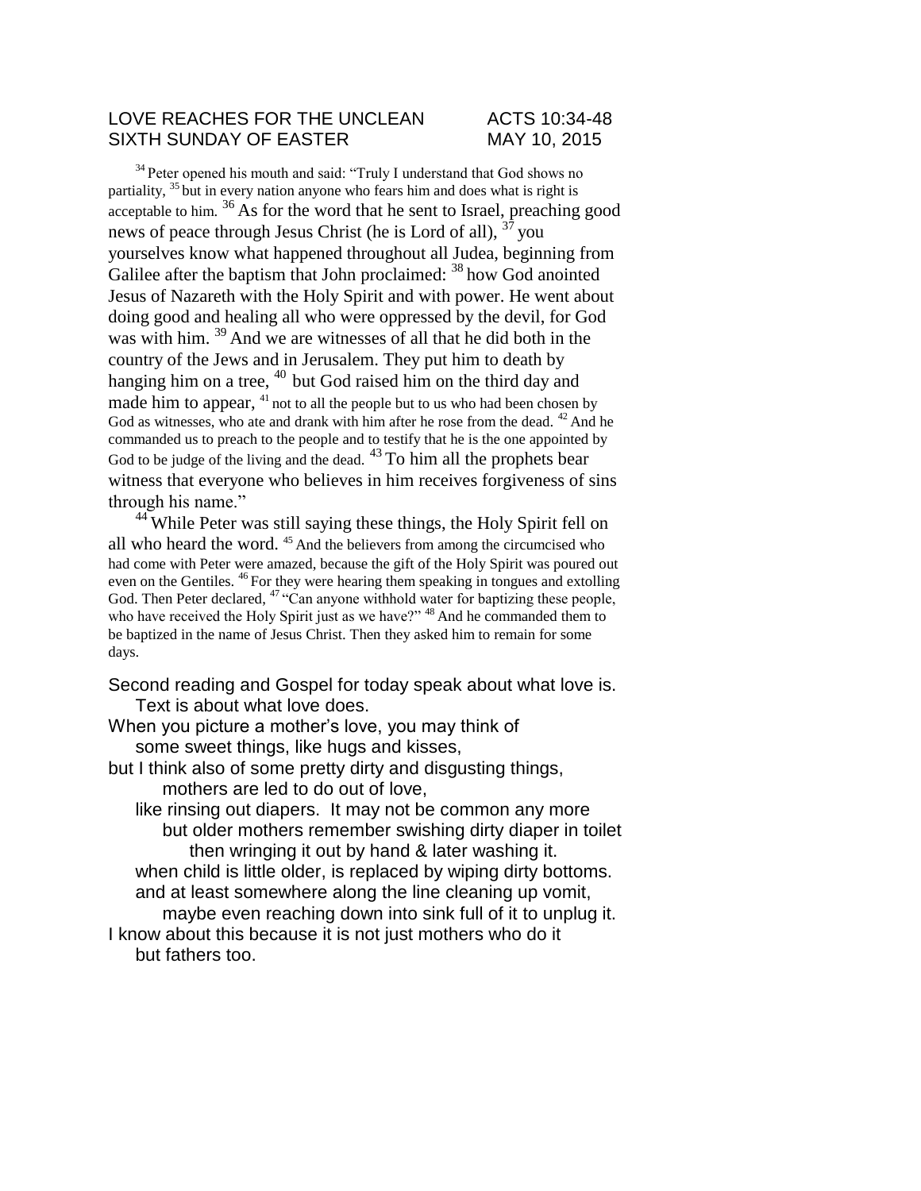LOVE REACHES FOR THE UNCLEAN — ACTS 10:34-48

SIXTH SUNDAY OF EASTER — MAY 10, 2015

[34] Peter opened his mouth and said: "Truly I understand that God shows no partiality, [35] but in every nation anyone who fears him and does what is right is acceptable to him. [36] As for the word that he sent to Israel, preaching good news of peace through Jesus Christ (he is Lord of all), [37] you yourselves know what happened throughout all Judea, beginning from Galilee after the baptism that John proclaimed: [38] how God anointed Jesus of Nazareth with the Holy Spirit and with power. He went about doing good and healing all who were oppressed by the devil, for God was with him. [39] And we are witnesses of all that he did both in the country of the Jews and in Jerusalem. They put him to death by hanging him on a tree, [40] but God raised him on the third day and made him to appear, [41] not to all the people but to us who had been chosen by God as witnesses, who ate and drank with him after he rose from the dead. [42] And he commanded us to preach to the people and to testify that he is the one appointed by God to be judge of the living and the dead. [43] To him all the prophets bear witness that everyone who believes in him receives forgiveness of sins through his name."

[44] While Peter was still saying these things, the Holy Spirit fell on all who heard the word. [45] And the believers from among the circumcised who had come with Peter were amazed, because the gift of the Holy Spirit was poured out even on the Gentiles. [46] For they were hearing them speaking in tongues and extolling God. Then Peter declared, [47] "Can anyone withhold water for baptizing these people, who have received the Holy Spirit just as we have?" [48] And he commanded them to be baptized in the name of Jesus Christ. Then they asked him to remain for some days.

Second reading and Gospel for today speak about what love is.
    Text is about what love does.
When you picture a mother's love, you may think of
    some sweet things, like hugs and kisses,
but I think also of some pretty dirty and disgusting things,
        mothers are led to do out of love,
    like rinsing out diapers. It may not be common any more
        but older mothers remember swishing dirty diaper in toilet
            then wringing it out by hand & later washing it.
    when child is little older, is replaced by wiping dirty bottoms.
    and at least somewhere along the line cleaning up vomit,
        maybe even reaching down into sink full of it to unplug it.
I know about this because it is not just mothers who do it
    but fathers too.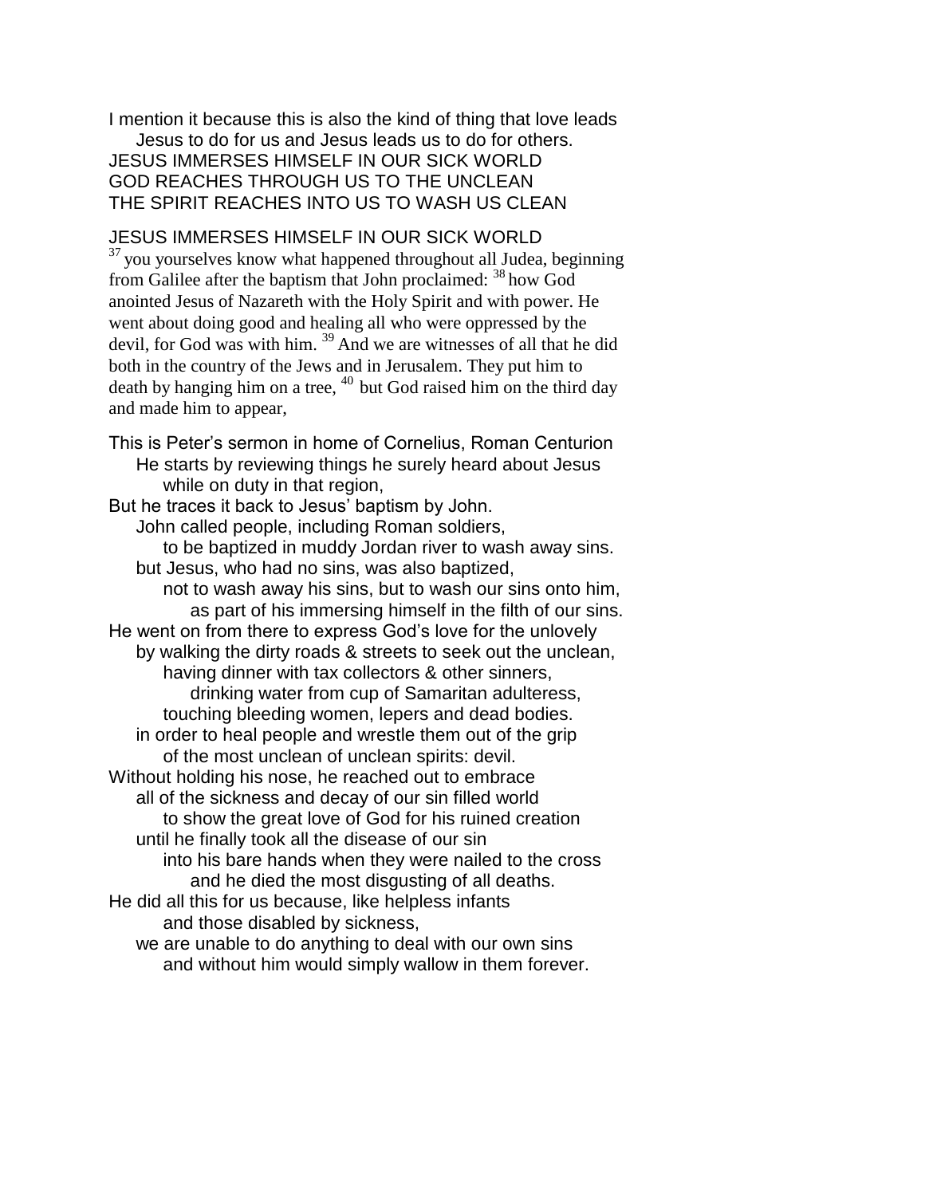I mention it because this is also the kind of thing that love leads
    Jesus to do for us and Jesus leads us to do for others.

JESUS IMMERSES HIMSELF IN OUR SICK WORLD
GOD REACHES THROUGH US TO THE UNCLEAN
THE SPIRIT REACHES INTO US TO WASH US CLEAN

JESUS IMMERSES HIMSELF IN OUR SICK WORLD

[37] you yourselves know what happened throughout all Judea, beginning from Galilee after the baptism that John proclaimed: [38] how God anointed Jesus of Nazareth with the Holy Spirit and with power. He went about doing good and healing all who were oppressed by the devil, for God was with him. [39] And we are witnesses of all that he did both in the country of the Jews and in Jerusalem. They put him to death by hanging him on a tree, [40] but God raised him on the third day and made him to appear,

This is Peter's sermon in home of Cornelius, Roman Centurion
    He starts by reviewing things he surely heard about Jesus
        while on duty in that region,
But he traces it back to Jesus' baptism by John.
    John called people, including Roman soldiers,
        to be baptized in muddy Jordan river to wash away sins.
    but Jesus, who had no sins, was also baptized,
        not to wash away his sins, but to wash our sins onto him,
            as part of his immersing himself in the filth of our sins.
He went on from there to express God's love for the unlovely
    by walking the dirty roads & streets to seek out the unclean,
        having dinner with tax collectors & other sinners,
            drinking water from cup of Samaritan adulteress,
        touching bleeding women, lepers and dead bodies.
    in order to heal people and wrestle them out of the grip
        of the most unclean of unclean spirits: devil.
Without holding his nose, he reached out to embrace
    all of the sickness and decay of our sin filled world
        to show the great love of God for his ruined creation
    until he finally took all the disease of our sin
        into his bare hands when they were nailed to the cross
            and he died the most disgusting of all deaths.
He did all this for us because, like helpless infants
        and those disabled by sickness,
    we are unable to do anything to deal with our own sins
        and without him would simply wallow in them forever.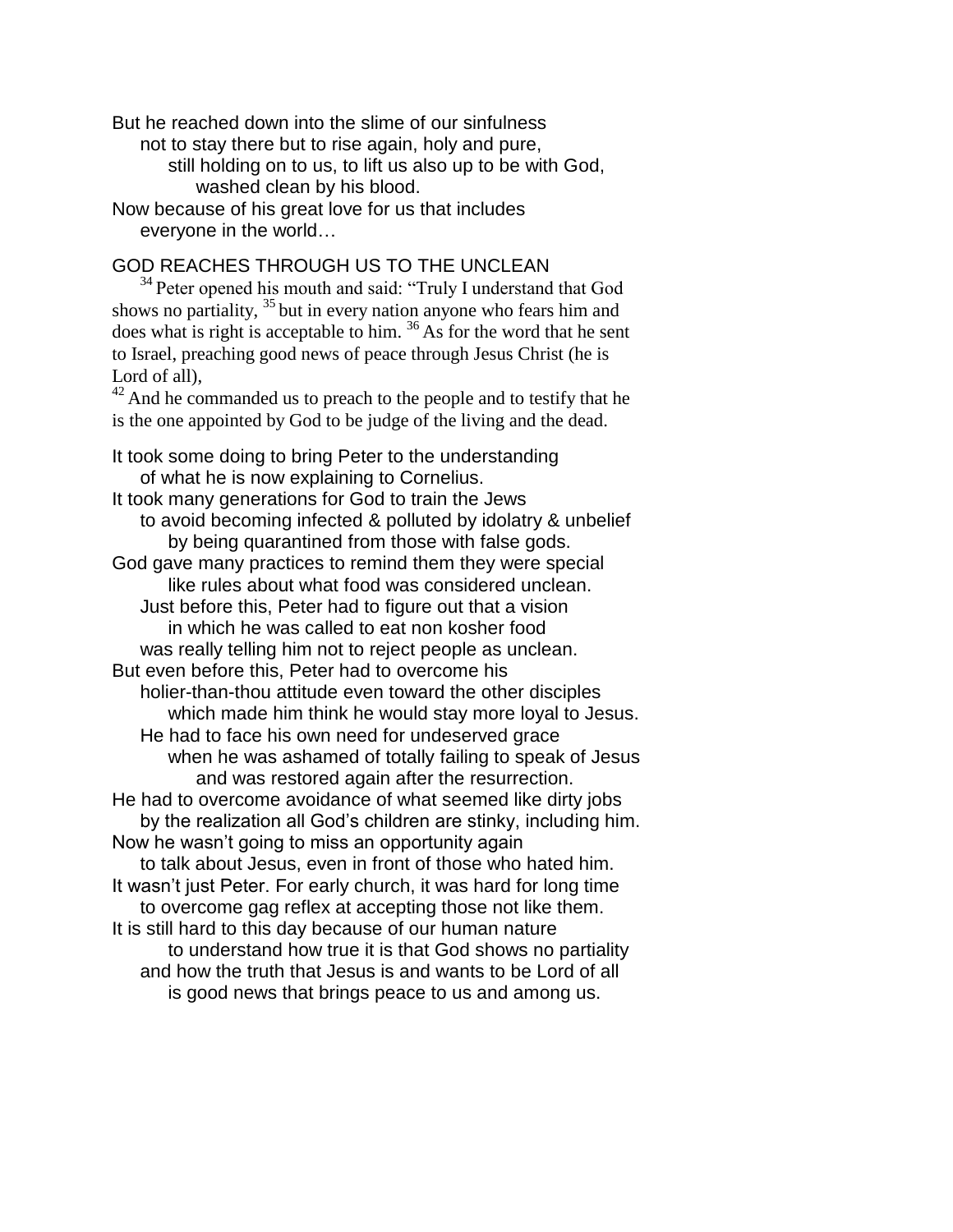But he reached down into the slime of our sinfulness
    not to stay there but to rise again, holy and pure,
        still holding on to us, to lift us also up to be with God,
            washed clean by his blood.
Now because of his great love for us that includes
    everyone in the world…

GOD REACHES THROUGH US TO THE UNCLEAN

[34] Peter opened his mouth and said: "Truly I understand that God shows no partiality, [35] but in every nation anyone who fears him and does what is right is acceptable to him. [36] As for the word that he sent to Israel, preaching good news of peace through Jesus Christ (he is Lord of all),
[42] And he commanded us to preach to the people and to testify that he is the one appointed by God to be judge of the living and the dead.

It took some doing to bring Peter to the understanding
    of what he is now explaining to Cornelius.
It took many generations for God to train the Jews
    to avoid becoming infected & polluted by idolatry & unbelief
        by being quarantined from those with false gods.
God gave many practices to remind them they were special
        like rules about what food was considered unclean.
    Just before this, Peter had to figure out that a vision
        in which he was called to eat non kosher food
    was really telling him not to reject people as unclean.
But even before this, Peter had to overcome his
    holier-than-thou attitude even toward the other disciples
        which made him think he would stay more loyal to Jesus.
    He had to face his own need for undeserved grace
        when he was ashamed of totally failing to speak of Jesus
            and was restored again after the resurrection.
He had to overcome avoidance of what seemed like dirty jobs
    by the realization all God's children are stinky, including him.
Now he wasn't going to miss an opportunity again
    to talk about Jesus, even in front of those who hated him.
It wasn't just Peter. For early church, it was hard for long time
    to overcome gag reflex at accepting those not like them.
It is still hard to this day because of our human nature
        to understand how true it is that God shows no partiality
    and how the truth that Jesus is and wants to be Lord of all
        is good news that brings peace to us and among us.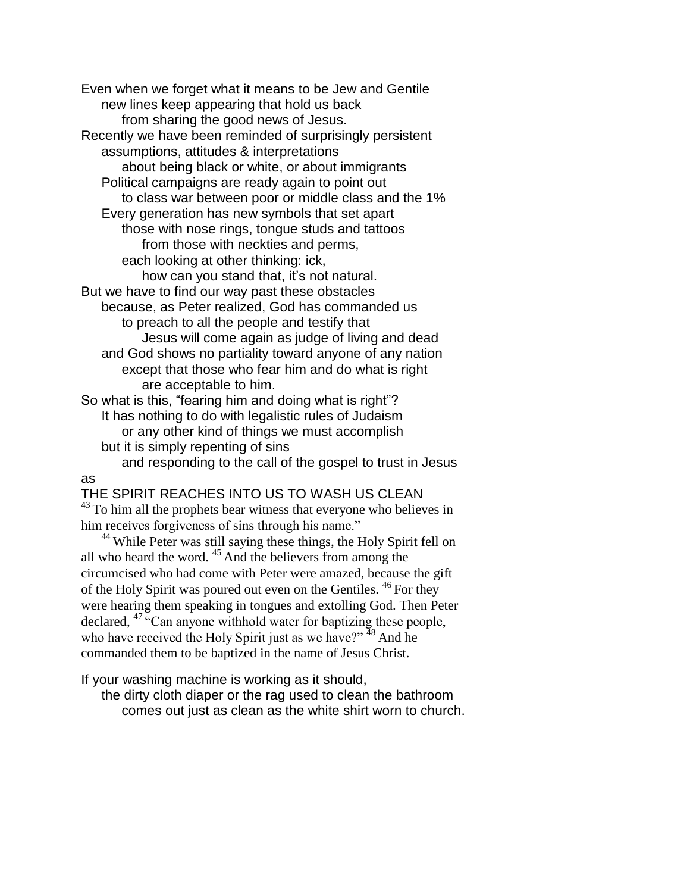Even when we forget what it means to be Jew and Gentile
new lines keep appearing that hold us back
from sharing the good news of Jesus.
Recently we have been reminded of surprisingly persistent
assumptions, attitudes & interpretations
about being black or white, or about immigrants
Political campaigns are ready again to point out
to class war between poor or middle class and the 1%
Every generation has new symbols that set apart
those with nose rings, tongue studs and tattoos
from those with neckties and perms,
each looking at other thinking: ick,
how can you stand that, it's not natural.
But we have to find our way past these obstacles
because, as Peter realized, God has commanded us
to preach to all the people and testify that
Jesus will come again as judge of living and dead
and God shows no partiality toward anyone of any nation
except that those who fear him and do what is right
are acceptable to him.
So what is this, "fearing him and doing what is right"?
It has nothing to do with legalistic rules of Judaism
or any other kind of things we must accomplish
but it is simply repenting of sins
and responding to the call of the gospel to trust in Jesus
as

THE SPIRIT REACHES INTO US TO WASH US CLEAN

[43] To him all the prophets bear witness that everyone who believes in him receives forgiveness of sins through his name."

[44] While Peter was still saying these things, the Holy Spirit fell on all who heard the word. [45] And the believers from among the circumcised who had come with Peter were amazed, because the gift of the Holy Spirit was poured out even on the Gentiles. [46] For they were hearing them speaking in tongues and extolling God. Then Peter declared, [47] "Can anyone withhold water for baptizing these people, who have received the Holy Spirit just as we have?" [48] And he commanded them to be baptized in the name of Jesus Christ.

If your washing machine is working as it should,
the dirty cloth diaper or the rag used to clean the bathroom
comes out just as clean as the white shirt worn to church.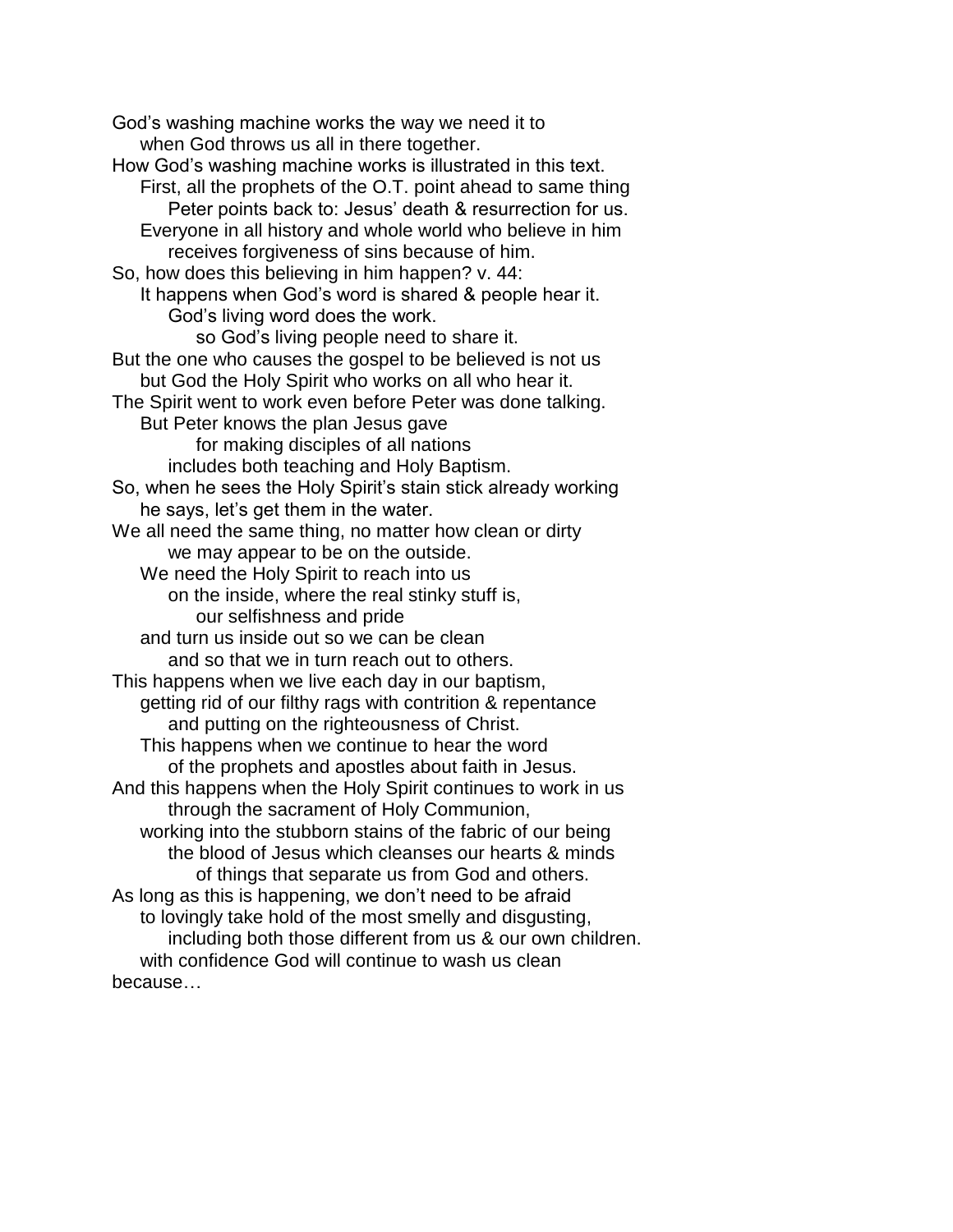God's washing machine works the way we need it to
when God throws us all in there together.

How God's washing machine works is illustrated in this text.
First, all the prophets of the O.T. point ahead to same thing
Peter points back to: Jesus' death & resurrection for us.
Everyone in all history and whole world who believe in him
receives forgiveness of sins because of him.

So, how does this believing in him happen? v. 44:
It happens when God's word is shared & people hear it.
God's living word does the work.
so God's living people need to share it.

But the one who causes the gospel to be believed is not us
but God the Holy Spirit who works on all who hear it.

The Spirit went to work even before Peter was done talking.
But Peter knows the plan Jesus gave
for making disciples of all nations
includes both teaching and Holy Baptism.

So, when he sees the Holy Spirit's stain stick already working
he says, let's get them in the water.

We all need the same thing, no matter how clean or dirty
we may appear to be on the outside.
We need the Holy Spirit to reach into us
on the inside, where the real stinky stuff is,
our selfishness and pride
and turn us inside out so we can be clean
and so that we in turn reach out to others.

This happens when we live each day in our baptism,
getting rid of our filthy rags with contrition & repentance
and putting on the righteousness of Christ.
This happens when we continue to hear the word
of the prophets and apostles about faith in Jesus.

And this happens when the Holy Spirit continues to work in us
through the sacrament of Holy Communion,
working into the stubborn stains of the fabric of our being
the blood of Jesus which cleanses our hearts & minds
of things that separate us from God and others.

As long as this is happening, we don't need to be afraid
to lovingly take hold of the most smelly and disgusting,
including both those different from us & our own children.
with confidence God will continue to wash us clean

because…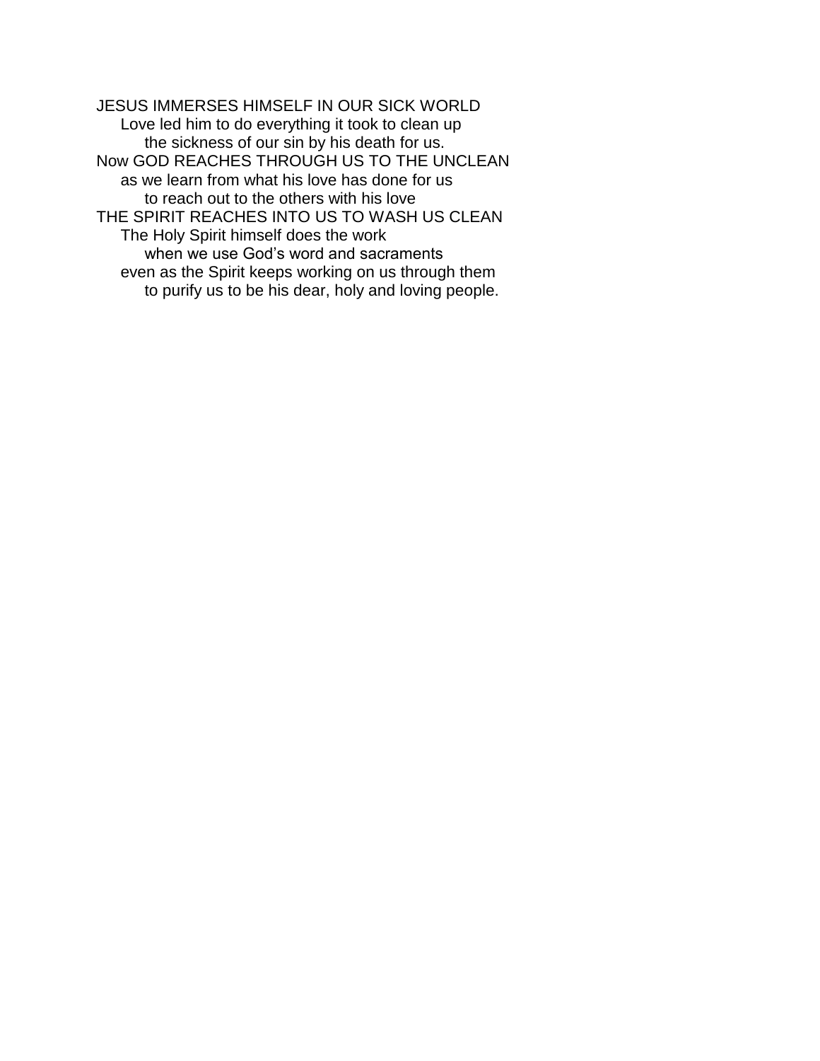JESUS IMMERSES HIMSELF IN OUR SICK WORLD
    Love led him to do everything it took to clean up
        the sickness of our sin by his death for us.
Now GOD REACHES THROUGH US TO THE UNCLEAN
    as we learn from what his love has done for us
        to reach out to the others with his love
THE SPIRIT REACHES INTO US TO WASH US CLEAN
    The Holy Spirit himself does the work
        when we use God's word and sacraments
    even as the Spirit keeps working on us through them
        to purify us to be his dear, holy and loving people.